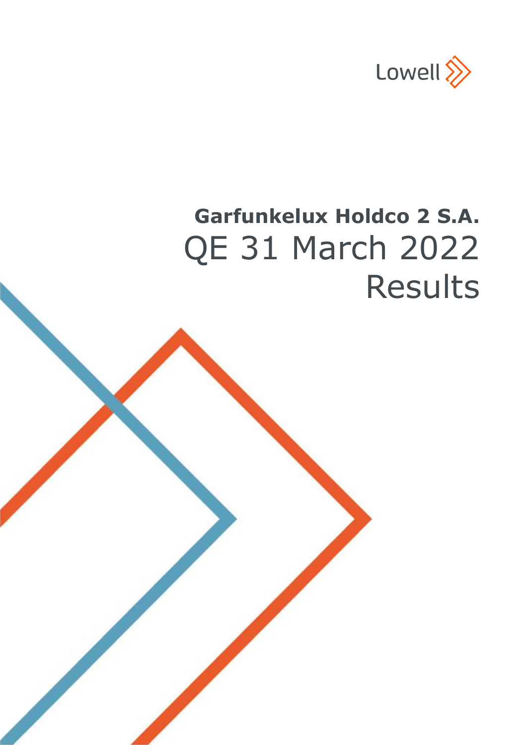Lowell

# Garfunkelux Holdco 2 S.A.

# QE 31 March 2022 Results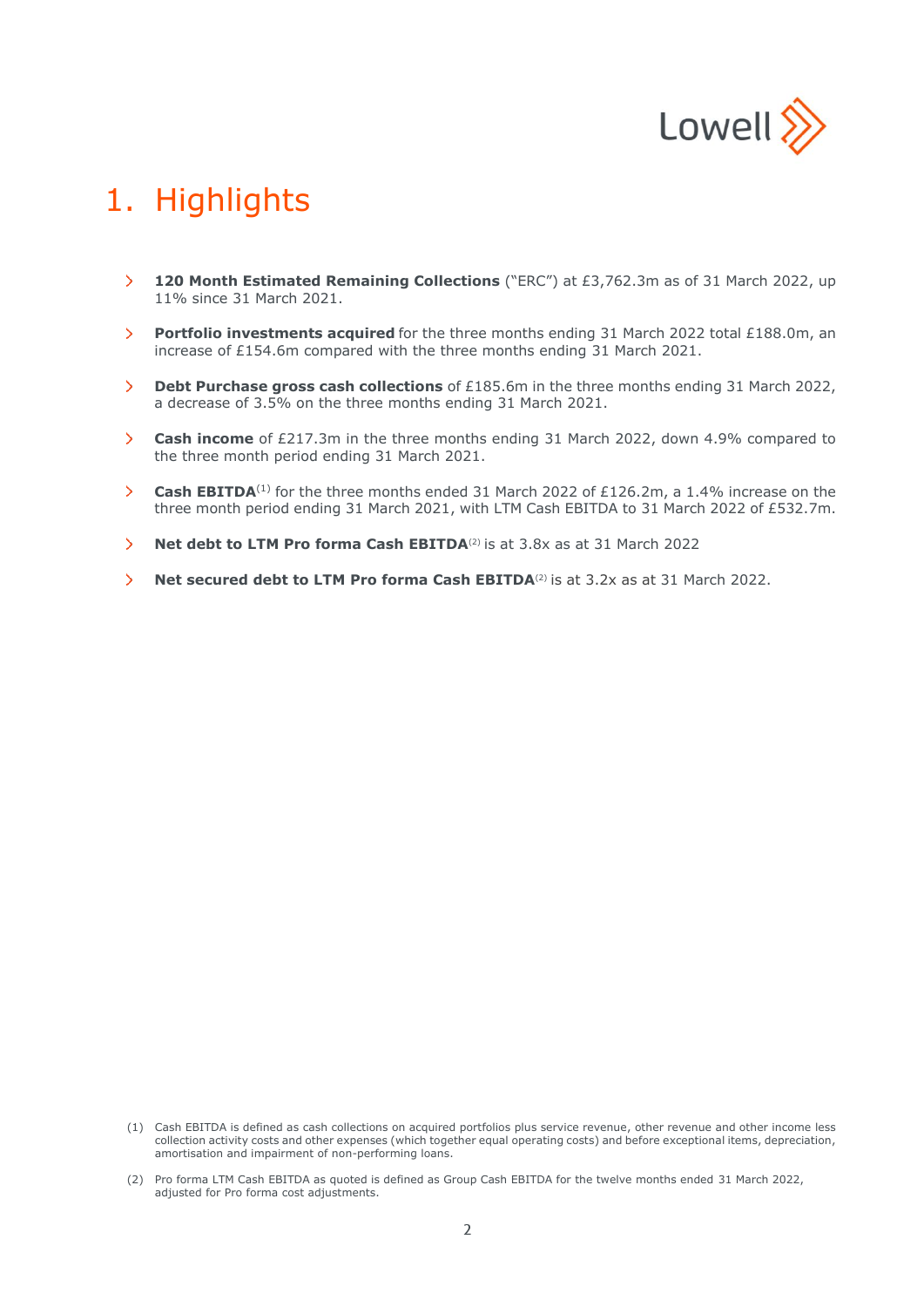# 1. Highlights

- **120 Month Estimated Remaining Collections** ("ERC") at £3,762.3m as of 31 March 2022, up 11% since 31 March 2021.
- **Portfolio investments acquired** for the three months ending 31 March 2022 total £188.0m, an increase of £154.6m compared with the three months ending 31 March 2021.
- **Debt Purchase gross cash collections** of £185.6m in the three months ending 31 March 2022, a decrease of 3.5% on the three months ending 31 March 2021.
- **Cash income** of £217.3m in the three months ending 31 March 2022, down 4.9% compared to the three month period ending 31 March 2021.
- **Cash EBITDA**[1] for the three months ended 31 March 2022 of £126.2m, a 1.4% increase on the three month period ending 31 March 2021, with LTM Cash EBITDA to 31 March 2022 of £532.7m.
- **Net debt to LTM Pro forma Cash EBITDA**[2] is at 3.8x as at 31 March 2022
- **Net secured debt to LTM Pro forma Cash EBITDA**[2] is at 3.2x as at 31 March 2022.

(1) Cash EBITDA is defined as cash collections on acquired portfolios plus service revenue, other revenue and other income less collection activity costs and other expenses (which together equal operating costs) and before exceptional items, depreciation, amortisation and impairment of non-performing loans.

(2) Pro forma LTM Cash EBITDA as quoted is defined as Group Cash EBITDA for the twelve months ended 31 March 2022, adjusted for Pro forma cost adjustments.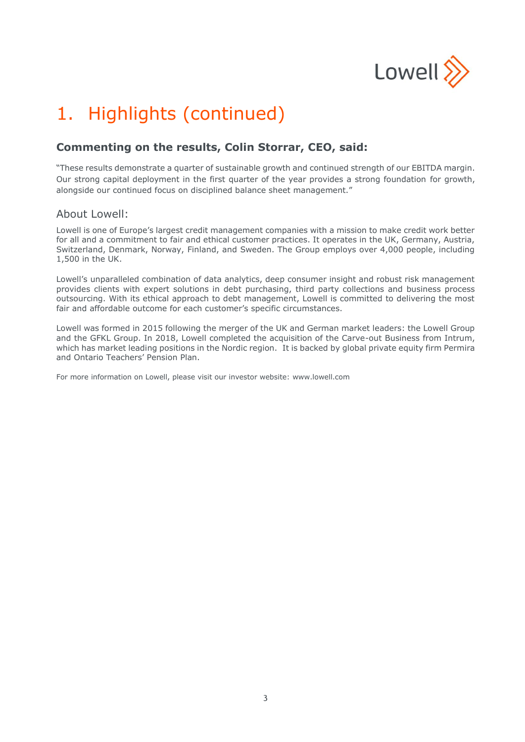# 1. Highlights (continued)

## Commenting on the results, Colin Storrar, CEO, said:

"These results demonstrate a quarter of sustainable growth and continued strength of our EBITDA margin. Our strong capital deployment in the first quarter of the year provides a strong foundation for growth, alongside our continued focus on disciplined balance sheet management."

### About Lowell:

Lowell is one of Europe's largest credit management companies with a mission to make credit work better for all and a commitment to fair and ethical customer practices. It operates in the UK, Germany, Austria, Switzerland, Denmark, Norway, Finland, and Sweden. The Group employs over 4,000 people, including 1,500 in the UK.

Lowell's unparalleled combination of data analytics, deep consumer insight and robust risk management provides clients with expert solutions in debt purchasing, third party collections and business process outsourcing. With its ethical approach to debt management, Lowell is committed to delivering the most fair and affordable outcome for each customer's specific circumstances.

Lowell was formed in 2015 following the merger of the UK and German market leaders: the Lowell Group and the GFKL Group. In 2018, Lowell completed the acquisition of the Carve-out Business from Intrum, which has market leading positions in the Nordic region. It is backed by global private equity firm Permira and Ontario Teachers' Pension Plan.

For more information on Lowell, please visit our investor website: www.lowell.com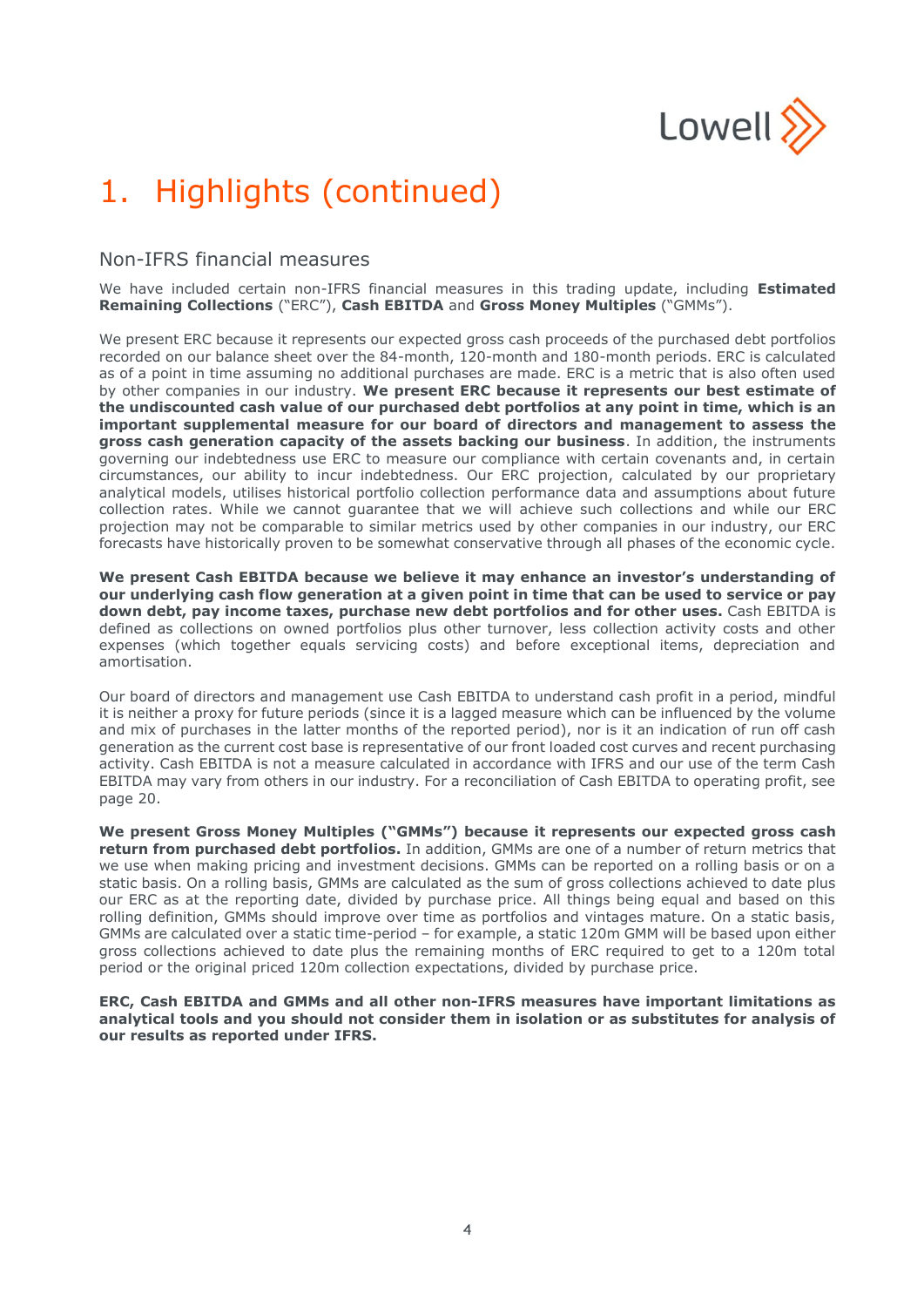# 1. Highlights (continued)

## Non-IFRS financial measures

We have included certain non-IFRS financial measures in this trading update, including **Estimated Remaining Collections** ("ERC"), **Cash EBITDA** and **Gross Money Multiples** ("GMMs").

We present ERC because it represents our expected gross cash proceeds of the purchased debt portfolios recorded on our balance sheet over the 84-month, 120-month and 180-month periods. ERC is calculated as of a point in time assuming no additional purchases are made. ERC is a metric that is also often used by other companies in our industry. **We present ERC because it represents our best estimate of the undiscounted cash value of our purchased debt portfolios at any point in time, which is an important supplemental measure for our board of directors and management to assess the gross cash generation capacity of the assets backing our business**. In addition, the instruments governing our indebtedness use ERC to measure our compliance with certain covenants and, in certain circumstances, our ability to incur indebtedness. Our ERC projection, calculated by our proprietary analytical models, utilises historical portfolio collection performance data and assumptions about future collection rates. While we cannot guarantee that we will achieve such collections and while our ERC projection may not be comparable to similar metrics used by other companies in our industry, our ERC forecasts have historically proven to be somewhat conservative through all phases of the economic cycle.

**We present Cash EBITDA because we believe it may enhance an investor's understanding of our underlying cash flow generation at a given point in time that can be used to service or pay down debt, pay income taxes, purchase new debt portfolios and for other uses.** Cash EBITDA is defined as collections on owned portfolios plus other turnover, less collection activity costs and other expenses (which together equals servicing costs) and before exceptional items, depreciation and amortisation.

Our board of directors and management use Cash EBITDA to understand cash profit in a period, mindful it is neither a proxy for future periods (since it is a lagged measure which can be influenced by the volume and mix of purchases in the latter months of the reported period), nor is it an indication of run off cash generation as the current cost base is representative of our front loaded cost curves and recent purchasing activity. Cash EBITDA is not a measure calculated in accordance with IFRS and our use of the term Cash EBITDA may vary from others in our industry. For a reconciliation of Cash EBITDA to operating profit, see page 20.

**We present Gross Money Multiples ("GMMs") because it represents our expected gross cash return from purchased debt portfolios.** In addition, GMMs are one of a number of return metrics that we use when making pricing and investment decisions. GMMs can be reported on a rolling basis or on a static basis. On a rolling basis, GMMs are calculated as the sum of gross collections achieved to date plus our ERC as at the reporting date, divided by purchase price. All things being equal and based on this rolling definition, GMMs should improve over time as portfolios and vintages mature. On a static basis, GMMs are calculated over a static time-period – for example, a static 120m GMM will be based upon either gross collections achieved to date plus the remaining months of ERC required to get to a 120m total period or the original priced 120m collection expectations, divided by purchase price.

**ERC, Cash EBITDA and GMMs and all other non-IFRS measures have important limitations as analytical tools and you should not consider them in isolation or as substitutes for analysis of our results as reported under IFRS.**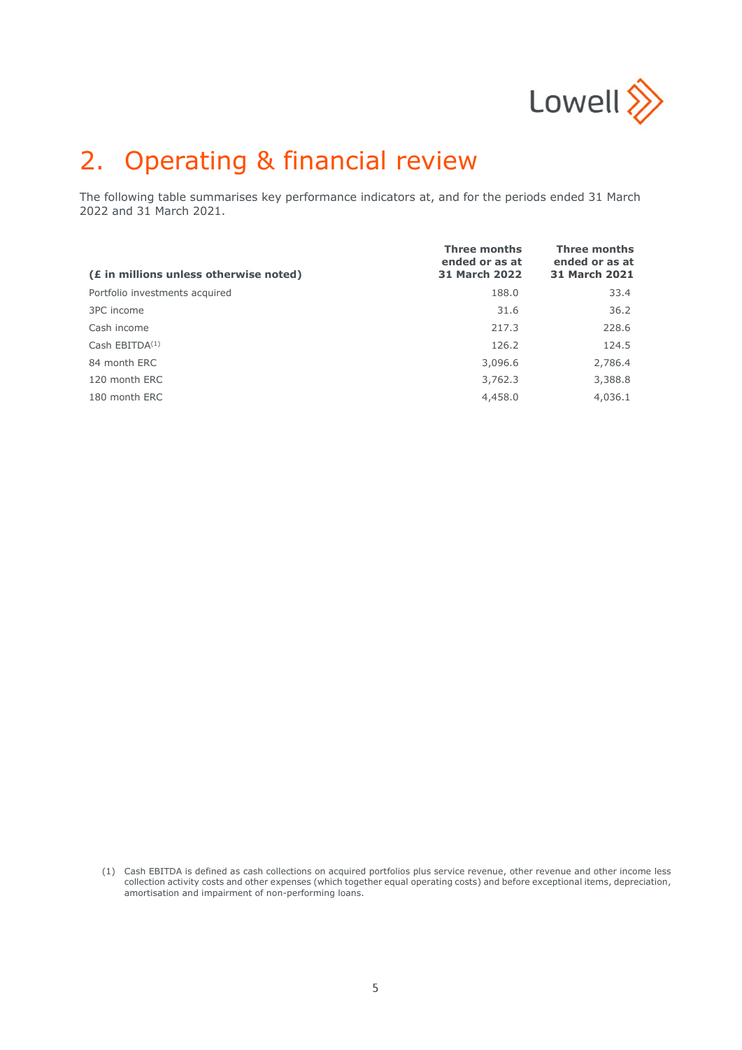# 2. Operating & financial review

The following table summarises key performance indicators at, and for the periods ended 31 March 2022 and 31 March 2021.

| **(£ in millions unless otherwise noted)** | **Three months ended or as at 31 March 2022** | **Three months ended or as at 31 March 2021** |
|---|---|---|
| Portfolio investments acquired | 188.0 | 33.4 |
| 3PC income | 31.6 | 36.2 |
| Cash income | 217.3 | 228.6 |
| Cash EBITDA(1) | 126.2 | 124.5 |
| 84 month ERC | 3,096.6 | 2,786.4 |
| 120 month ERC | 3,762.3 | 3,388.8 |
| 180 month ERC | 4,458.0 | 4,036.1 |

(1) Cash EBITDA is defined as cash collections on acquired portfolios plus service revenue, other revenue and other income less collection activity costs and other expenses (which together equal operating costs) and before exceptional items, depreciation, amortisation and impairment of non-performing loans.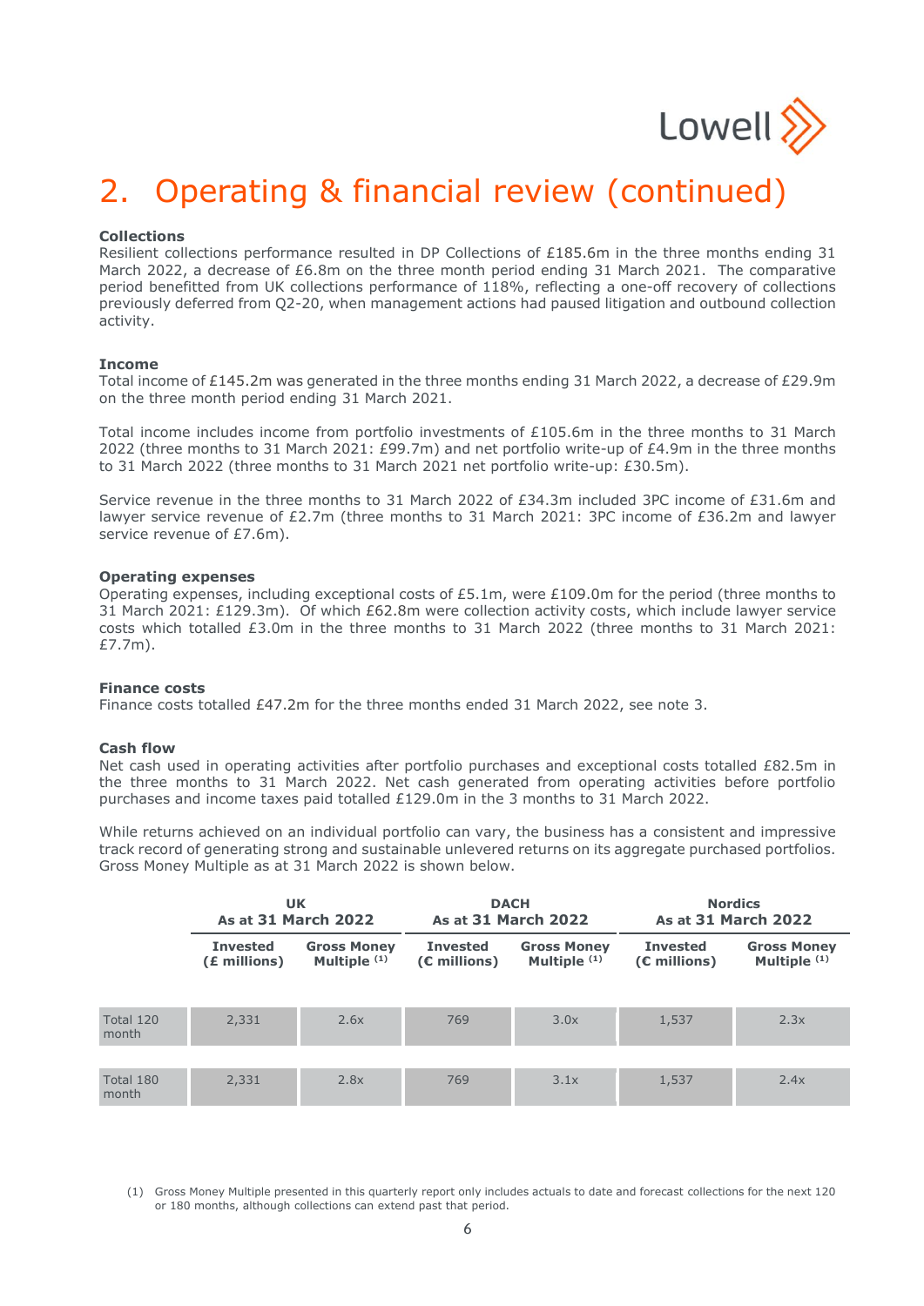# 2. Operating & financial review (continued)

**Collections**

Resilient collections performance resulted in DP Collections of £185.6m in the three months ending 31 March 2022, a decrease of £6.8m on the three month period ending 31 March 2021. The comparative period benefitted from UK collections performance of 118%, reflecting a one-off recovery of collections previously deferred from Q2-20, when management actions had paused litigation and outbound collection activity.

**Income**

Total income of £145.2m was generated in the three months ending 31 March 2022, a decrease of £29.9m on the three month period ending 31 March 2021.

Total income includes income from portfolio investments of £105.6m in the three months to 31 March 2022 (three months to 31 March 2021: £99.7m) and net portfolio write-up of £4.9m in the three months to 31 March 2022 (three months to 31 March 2021 net portfolio write-up: £30.5m).

Service revenue in the three months to 31 March 2022 of £34.3m included 3PC income of £31.6m and lawyer service revenue of £2.7m (three months to 31 March 2021: 3PC income of £36.2m and lawyer service revenue of £7.6m).

**Operating expenses**

Operating expenses, including exceptional costs of £5.1m, were £109.0m for the period (three months to 31 March 2021: £129.3m). Of which £62.8m were collection activity costs, which include lawyer service costs which totalled £3.0m in the three months to 31 March 2022 (three months to 31 March 2021: £7.7m).

**Finance costs**

Finance costs totalled £47.2m for the three months ended 31 March 2022, see note 3.

**Cash flow**

Net cash used in operating activities after portfolio purchases and exceptional costs totalled £82.5m in the three months to 31 March 2022. Net cash generated from operating activities before portfolio purchases and income taxes paid totalled £129.0m in the 3 months to 31 March 2022.

While returns achieved on an individual portfolio can vary, the business has a consistent and impressive track record of generating strong and sustainable unlevered returns on its aggregate purchased portfolios. Gross Money Multiple as at 31 March 2022 is shown below.

| | UK As at 31 March 2022 | | DACH As at 31 March 2022 | | Nordics As at 31 March 2022 | |
|---|---|---|---|---|---|---|
| | Invested (£ millions) | Gross Money Multiple (1) | Invested (€ millions) | Gross Money Multiple (1) | Invested (€ millions) | Gross Money Multiple (1) |
| Total 120 month | 2,331 | 2.6x | 769 | 3.0x | 1,537 | 2.3x |
| Total 180 month | 2,331 | 2.8x | 769 | 3.1x | 1,537 | 2.4x |

(1) Gross Money Multiple presented in this quarterly report only includes actuals to date and forecast collections for the next 120 or 180 months, although collections can extend past that period.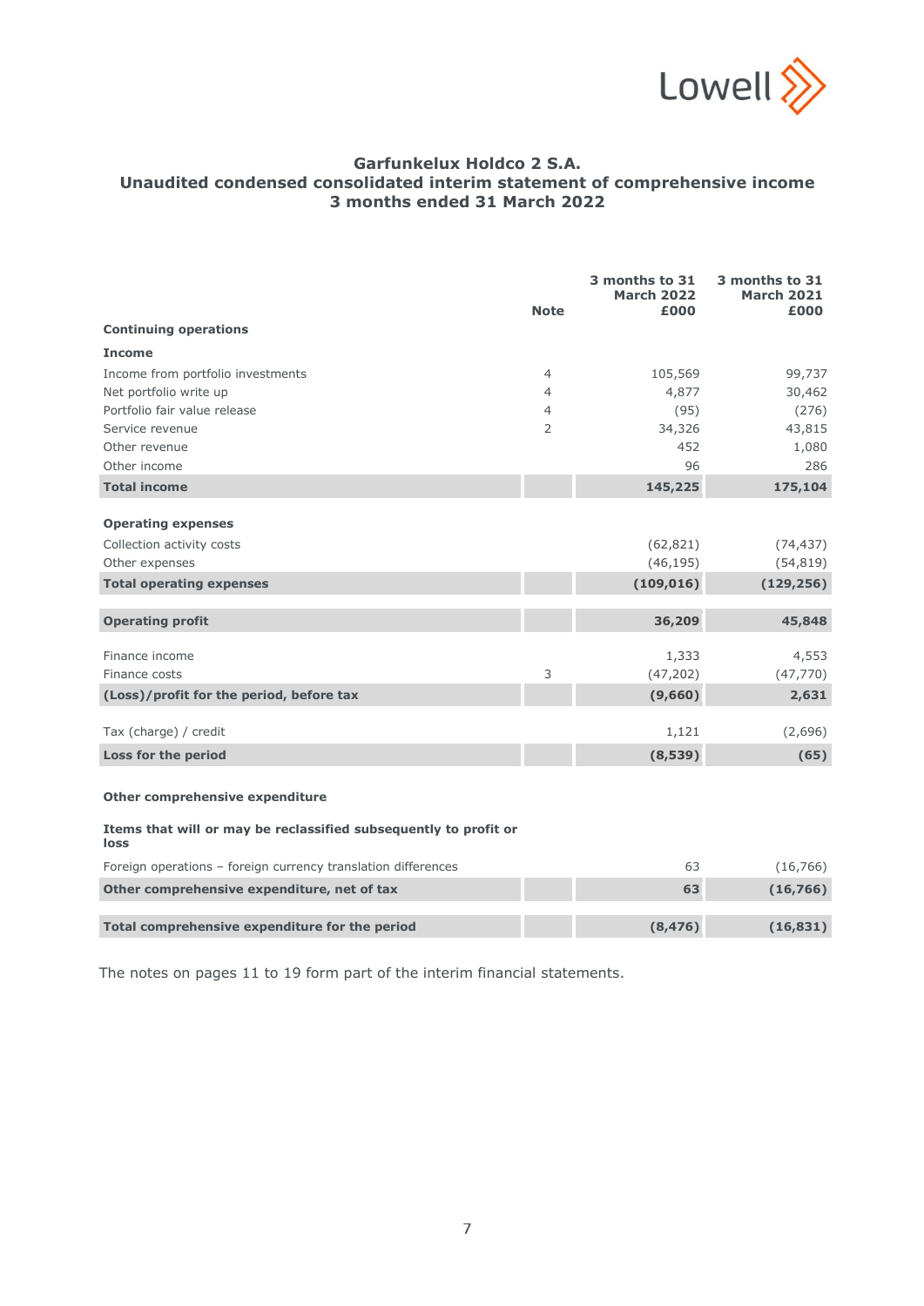# Garfunkelux Holdco 2 S.A.
## Unaudited condensed consolidated interim statement of comprehensive income
### 3 months ended 31 March 2022

| | Note | 3 months to 31 March 2022 £000 | 3 months to 31 March 2021 £000 |
|---|---|---|---|
| **Continuing operations** | | | |
| **Income** | | | |
| Income from portfolio investments | 4 | 105,569 | 99,737 |
| Net portfolio write up | 4 | 4,877 | 30,462 |
| Portfolio fair value release | 4 | (95) | (276) |
| Service revenue | 2 | 34,326 | 43,815 |
| Other revenue | | 452 | 1,080 |
| Other income | | 96 | 286 |
| **Total income** | | **145,225** | **175,104** |
| | | | |
| **Operating expenses** | | | |
| Collection activity costs | | (62,821) | (74,437) |
| Other expenses | | (46,195) | (54,819) |
| **Total operating expenses** | | **(109,016)** | **(129,256)** |
| | | | |
| **Operating profit** | | **36,209** | **45,848** |
| | | | |
| Finance income | | 1,333 | 4,553 |
| Finance costs | 3 | (47,202) | (47,770) |
| **(Loss)/profit for the period, before tax** | | **(9,660)** | **2,631** |
| | | | |
| Tax (charge) / credit | | 1,121 | (2,696) |
| **Loss for the period** | | **(8,539)** | **(65)** |
| | | | |
| **Other comprehensive expenditure** | | | |
| **Items that will or may be reclassified subsequently to profit or loss** | | | |
| Foreign operations – foreign currency translation differences | | 63 | (16,766) |
| **Other comprehensive expenditure, net of tax** | | **63** | **(16,766)** |
| | | | |
| **Total comprehensive expenditure for the period** | | **(8,476)** | **(16,831)** |

The notes on pages 11 to 19 form part of the interim financial statements.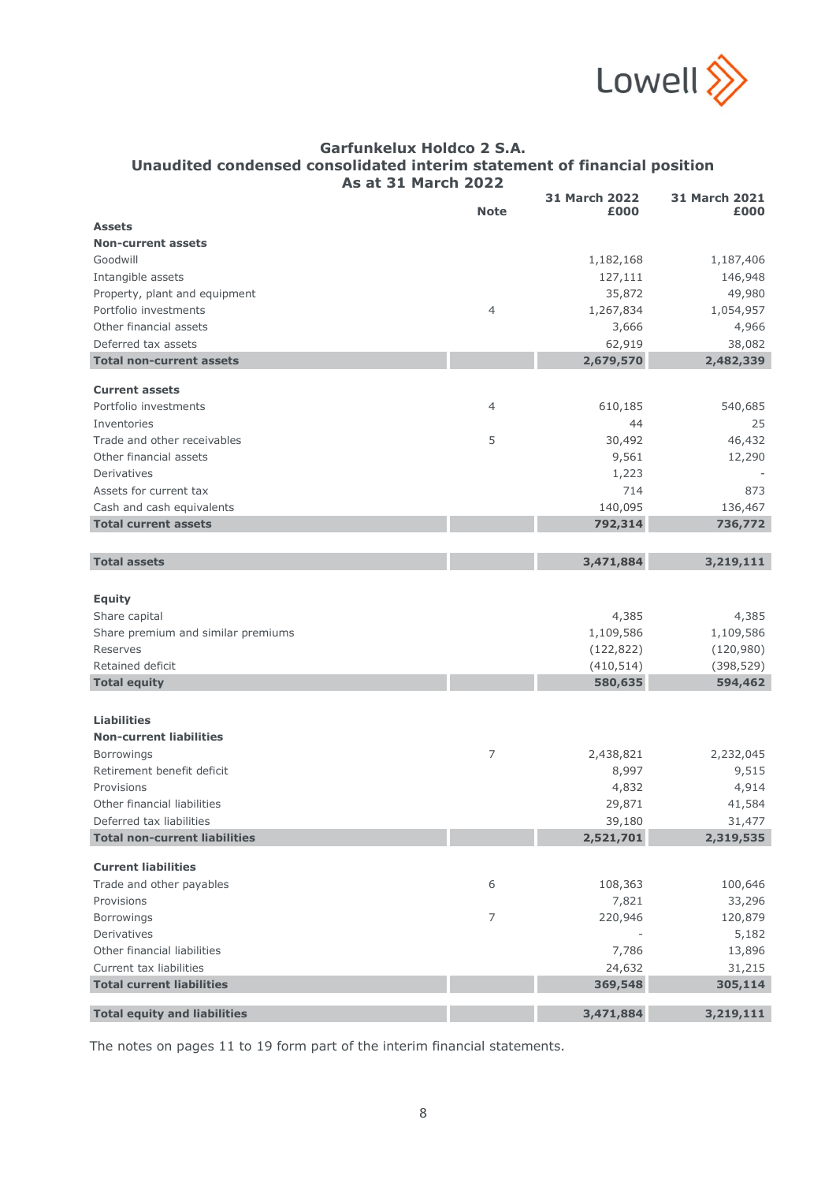# Garfunkelux Holdco 2 S.A.

## Unaudited condensed consolidated interim statement of financial position

### As at 31 March 2022

| | Note | 31 March 2022 £000 | 31 March 2021 £000 |
|---|---|---|---|
| **Assets** | | | |
| **Non-current assets** | | | |
| Goodwill | | 1,182,168 | 1,187,406 |
| Intangible assets | | 127,111 | 146,948 |
| Property, plant and equipment | | 35,872 | 49,980 |
| Portfolio investments | 4 | 1,267,834 | 1,054,957 |
| Other financial assets | | 3,666 | 4,966 |
| Deferred tax assets | | 62,919 | 38,082 |
| **Total non-current assets** | | **2,679,570** | **2,482,339** |
| | | | |
| **Current assets** | | | |
| Portfolio investments | 4 | 610,185 | 540,685 |
| Inventories | | 44 | 25 |
| Trade and other receivables | 5 | 30,492 | 46,432 |
| Other financial assets | | 9,561 | 12,290 |
| Derivatives | | 1,223 | - |
| Assets for current tax | | 714 | 873 |
| Cash and cash equivalents | | 140,095 | 136,467 |
| **Total current assets** | | **792,314** | **736,772** |
| | | | |
| **Total assets** | | **3,471,884** | **3,219,111** |
| | | | |
| **Equity** | | | |
| Share capital | | 4,385 | 4,385 |
| Share premium and similar premiums | | 1,109,586 | 1,109,586 |
| Reserves | | (122,822) | (120,980) |
| Retained deficit | | (410,514) | (398,529) |
| **Total equity** | | **580,635** | **594,462** |
| | | | |
| **Liabilities** | | | |
| **Non-current liabilities** | | | |
| Borrowings | 7 | 2,438,821 | 2,232,045 |
| Retirement benefit deficit | | 8,997 | 9,515 |
| Provisions | | 4,832 | 4,914 |
| Other financial liabilities | | 29,871 | 41,584 |
| Deferred tax liabilities | | 39,180 | 31,477 |
| **Total non-current liabilities** | | **2,521,701** | **2,319,535** |
| | | | |
| **Current liabilities** | | | |
| Trade and other payables | 6 | 108,363 | 100,646 |
| Provisions | | 7,821 | 33,296 |
| Borrowings | 7 | 220,946 | 120,879 |
| Derivatives | | - | 5,182 |
| Other financial liabilities | | 7,786 | 13,896 |
| Current tax liabilities | | 24,632 | 31,215 |
| **Total current liabilities** | | **369,548** | **305,114** |
| | | | |
| **Total equity and liabilities** | | **3,471,884** | **3,219,111** |

The notes on pages 11 to 19 form part of the interim financial statements.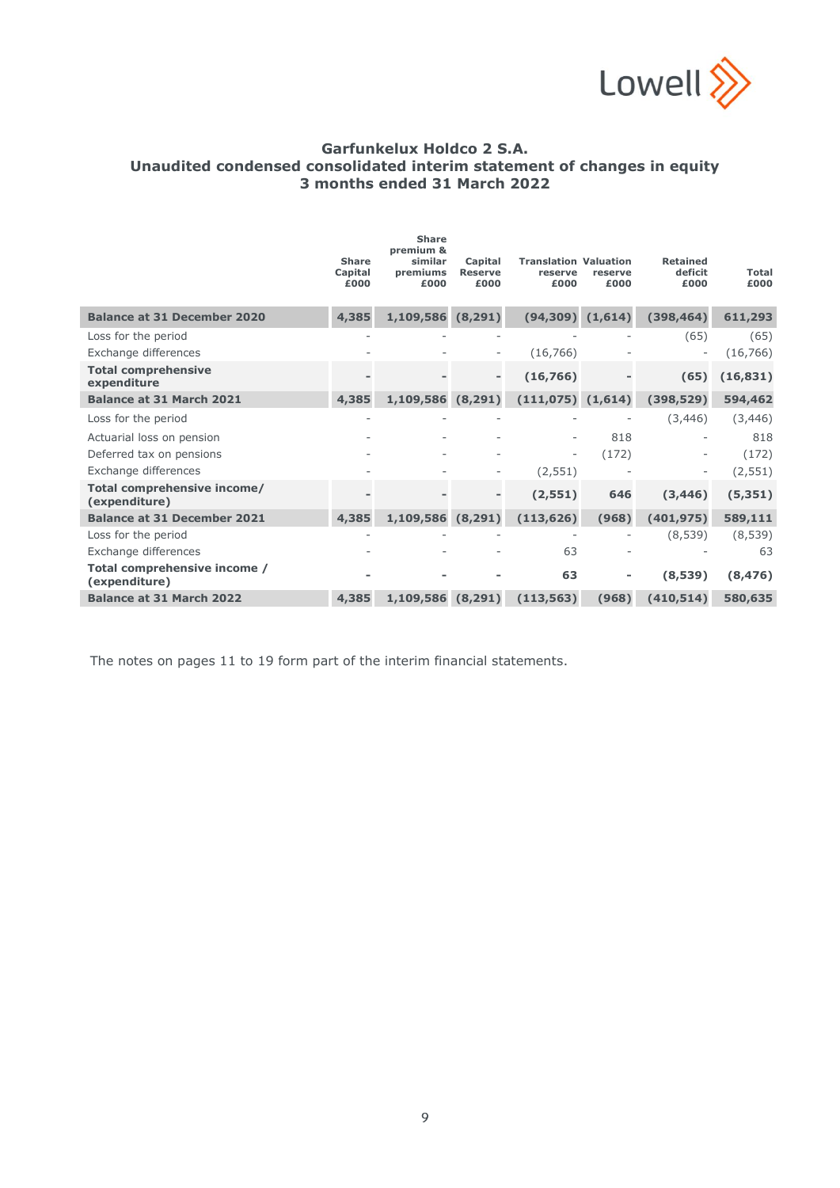# Garfunkelux Holdco 2 S.A.
## Unaudited condensed consolidated interim statement of changes in equity
### 3 months ended 31 March 2022

| | Share Capital £000 | Share premium & similar premiums £000 | Capital Reserve £000 | Translation reserve £000 | Valuation reserve £000 | Retained deficit £000 | Total £000 |
|---|---|---|---|---|---|---|---|
| **Balance at 31 December 2020** | **4,385** | **1,109,586** | **(8,291)** | **(94,309)** | **(1,614)** | **(398,464)** | **611,293** |
| Loss for the period | - | - | - | - | - | (65) | (65) |
| Exchange differences | - | - | - | (16,766) | - | - | (16,766) |
| **Total comprehensive expenditure** | **-** | **-** | **-** | **(16,766)** | **-** | **(65)** | **(16,831)** |
| **Balance at 31 March 2021** | **4,385** | **1,109,586** | **(8,291)** | **(111,075)** | **(1,614)** | **(398,529)** | **594,462** |
| Loss for the period | - | - | - | - | - | (3,446) | (3,446) |
| Actuarial loss on pension | - | - | - | - | 818 | - | 818 |
| Deferred tax on pensions | - | - | - | - | (172) | - | (172) |
| Exchange differences | - | - | - | (2,551) | - | - | (2,551) |
| **Total comprehensive income/ (expenditure)** | **-** | **-** | **-** | **(2,551)** | **646** | **(3,446)** | **(5,351)** |
| **Balance at 31 December 2021** | **4,385** | **1,109,586** | **(8,291)** | **(113,626)** | **(968)** | **(401,975)** | **589,111** |
| Loss for the period | - | - | - | - | - | (8,539) | (8,539) |
| Exchange differences | - | - | - | 63 | - | - | 63 |
| **Total comprehensive income / (expenditure)** | **-** | **-** | **-** | **63** | **-** | **(8,539)** | **(8,476)** |
| **Balance at 31 March 2022** | **4,385** | **1,109,586** | **(8,291)** | **(113,563)** | **(968)** | **(410,514)** | **580,635** |

The notes on pages 11 to 19 form part of the interim financial statements.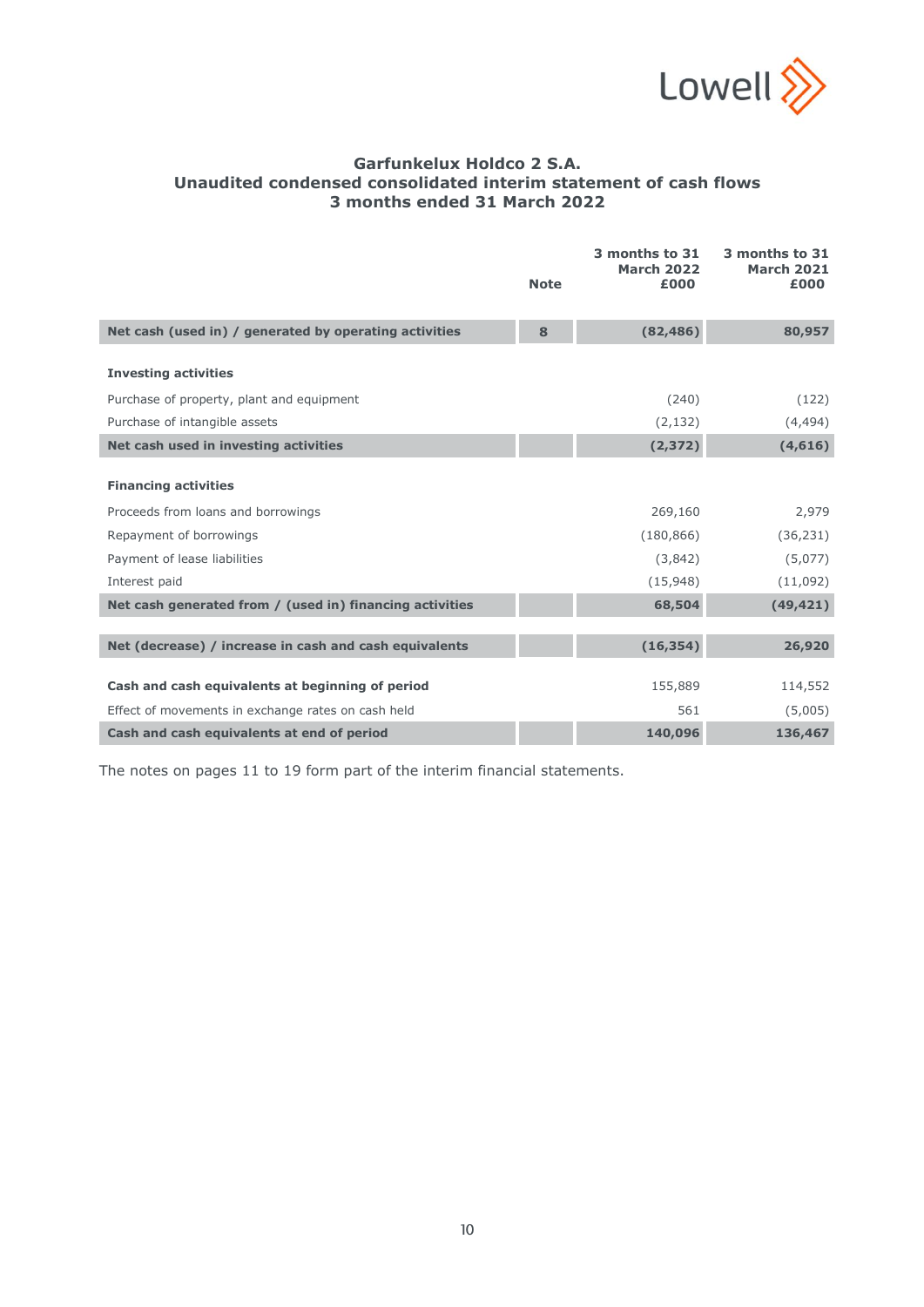# Garfunkelux Holdco 2 S.A.
## Unaudited condensed consolidated interim statement of cash flows
## 3 months ended 31 March 2022

| | Note | 3 months to 31 March 2022 £000 | 3 months to 31 March 2021 £000 |
|---|---|---|---|
| **Net cash (used in) / generated by operating activities** | **8** | **(82,486)** | **80,957** |
| | | | |
| **Investing activities** | | | |
| Purchase of property, plant and equipment | | (240) | (122) |
| Purchase of intangible assets | | (2,132) | (4,494) |
| **Net cash used in investing activities** | | **(2,372)** | **(4,616)** |
| | | | |
| **Financing activities** | | | |
| Proceeds from loans and borrowings | | 269,160 | 2,979 |
| Repayment of borrowings | | (180,866) | (36,231) |
| Payment of lease liabilities | | (3,842) | (5,077) |
| Interest paid | | (15,948) | (11,092) |
| **Net cash generated from / (used in) financing activities** | | **68,504** | **(49,421)** |
| | | | |
| **Net (decrease) / increase in cash and cash equivalents** | | **(16,354)** | **26,920** |
| | | | |
| **Cash and cash equivalents at beginning of period** | | 155,889 | 114,552 |
| Effect of movements in exchange rates on cash held | | 561 | (5,005) |
| **Cash and cash equivalents at end of period** | | **140,096** | **136,467** |

The notes on pages 11 to 19 form part of the interim financial statements.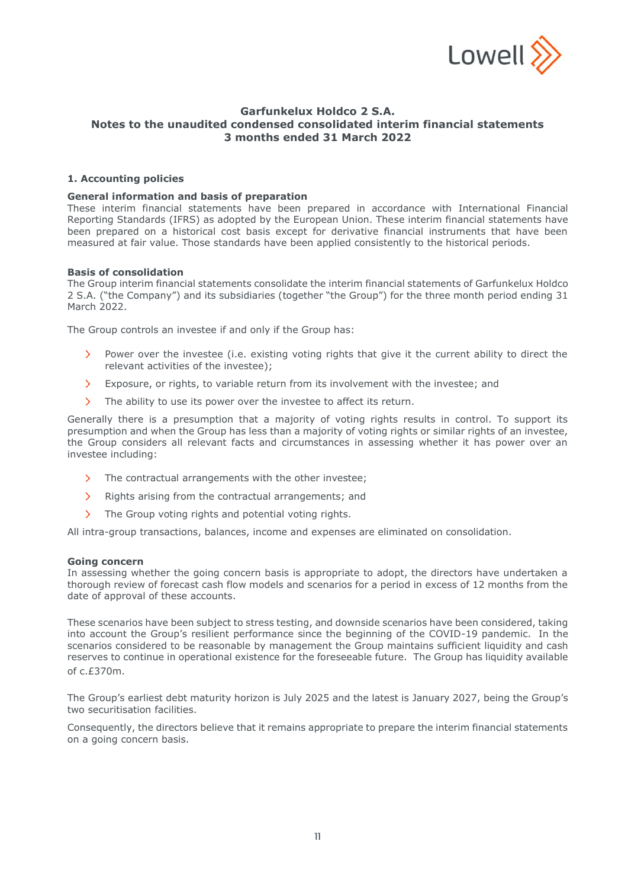## Garfunkelux Holdco 2 S.A.
## Notes to the unaudited condensed consolidated interim financial statements
## 3 months ended 31 March 2022

### 1. Accounting policies

**General information and basis of preparation**

These interim financial statements have been prepared in accordance with International Financial Reporting Standards (IFRS) as adopted by the European Union. These interim financial statements have been prepared on a historical cost basis except for derivative financial instruments that have been measured at fair value. Those standards have been applied consistently to the historical periods.

**Basis of consolidation**

The Group interim financial statements consolidate the interim financial statements of Garfunkelux Holdco 2 S.A. ("the Company") and its subsidiaries (together "the Group") for the three month period ending 31 March 2022.

The Group controls an investee if and only if the Group has:

- Power over the investee (i.e. existing voting rights that give it the current ability to direct the relevant activities of the investee);
- Exposure, or rights, to variable return from its involvement with the investee; and
- The ability to use its power over the investee to affect its return.

Generally there is a presumption that a majority of voting rights results in control. To support its presumption and when the Group has less than a majority of voting rights or similar rights of an investee, the Group considers all relevant facts and circumstances in assessing whether it has power over an investee including:

- The contractual arrangements with the other investee;
- Rights arising from the contractual arrangements; and
- The Group voting rights and potential voting rights.

All intra-group transactions, balances, income and expenses are eliminated on consolidation.

**Going concern**

In assessing whether the going concern basis is appropriate to adopt, the directors have undertaken a thorough review of forecast cash flow models and scenarios for a period in excess of 12 months from the date of approval of these accounts.

These scenarios have been subject to stress testing, and downside scenarios have been considered, taking into account the Group's resilient performance since the beginning of the COVID-19 pandemic. In the scenarios considered to be reasonable by management the Group maintains sufficient liquidity and cash reserves to continue in operational existence for the foreseeable future. The Group has liquidity available of c.£370m.

The Group's earliest debt maturity horizon is July 2025 and the latest is January 2027, being the Group's two securitisation facilities.

Consequently, the directors believe that it remains appropriate to prepare the interim financial statements on a going concern basis.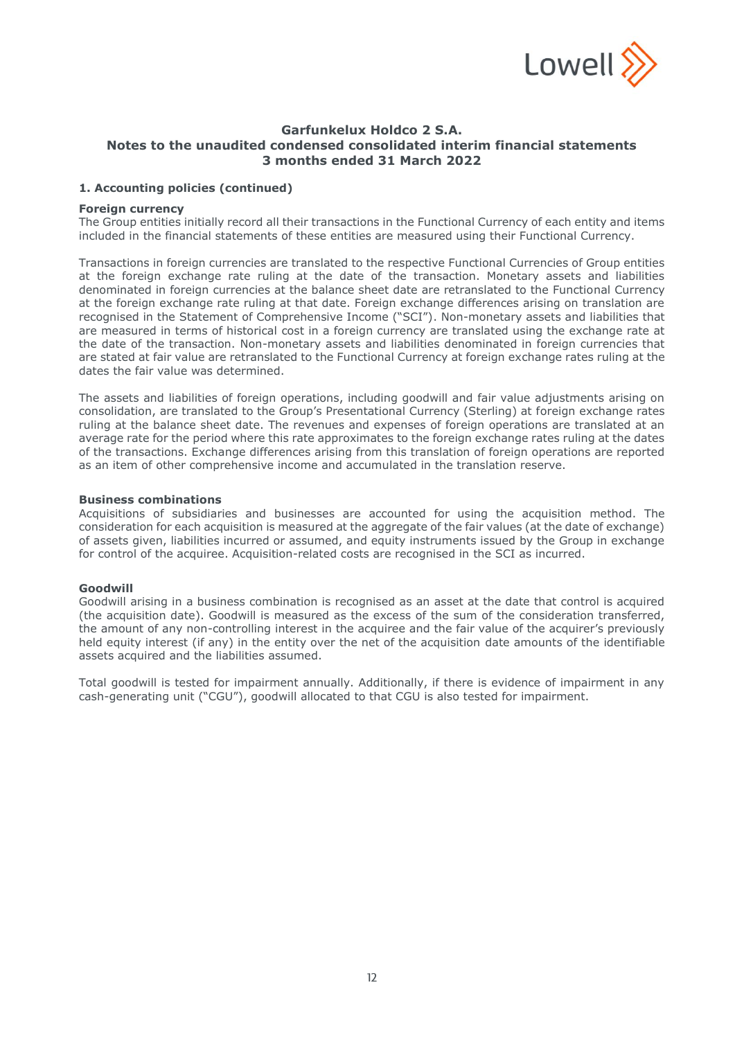**Garfunkelux Holdco 2 S.A.**
**Notes to the unaudited condensed consolidated interim financial statements**
**3 months ended 31 March 2022**

### 1. Accounting policies (continued)

**Foreign currency**

The Group entities initially record all their transactions in the Functional Currency of each entity and items included in the financial statements of these entities are measured using their Functional Currency.

Transactions in foreign currencies are translated to the respective Functional Currencies of Group entities at the foreign exchange rate ruling at the date of the transaction. Monetary assets and liabilities denominated in foreign currencies at the balance sheet date are retranslated to the Functional Currency at the foreign exchange rate ruling at that date. Foreign exchange differences arising on translation are recognised in the Statement of Comprehensive Income ("SCI"). Non-monetary assets and liabilities that are measured in terms of historical cost in a foreign currency are translated using the exchange rate at the date of the transaction. Non-monetary assets and liabilities denominated in foreign currencies that are stated at fair value are retranslated to the Functional Currency at foreign exchange rates ruling at the dates the fair value was determined.

The assets and liabilities of foreign operations, including goodwill and fair value adjustments arising on consolidation, are translated to the Group's Presentational Currency (Sterling) at foreign exchange rates ruling at the balance sheet date. The revenues and expenses of foreign operations are translated at an average rate for the period where this rate approximates to the foreign exchange rates ruling at the dates of the transactions. Exchange differences arising from this translation of foreign operations are reported as an item of other comprehensive income and accumulated in the translation reserve.

**Business combinations**

Acquisitions of subsidiaries and businesses are accounted for using the acquisition method. The consideration for each acquisition is measured at the aggregate of the fair values (at the date of exchange) of assets given, liabilities incurred or assumed, and equity instruments issued by the Group in exchange for control of the acquiree. Acquisition-related costs are recognised in the SCI as incurred.

**Goodwill**

Goodwill arising in a business combination is recognised as an asset at the date that control is acquired (the acquisition date). Goodwill is measured as the excess of the sum of the consideration transferred, the amount of any non-controlling interest in the acquiree and the fair value of the acquirer's previously held equity interest (if any) in the entity over the net of the acquisition date amounts of the identifiable assets acquired and the liabilities assumed.

Total goodwill is tested for impairment annually. Additionally, if there is evidence of impairment in any cash-generating unit ("CGU"), goodwill allocated to that CGU is also tested for impairment.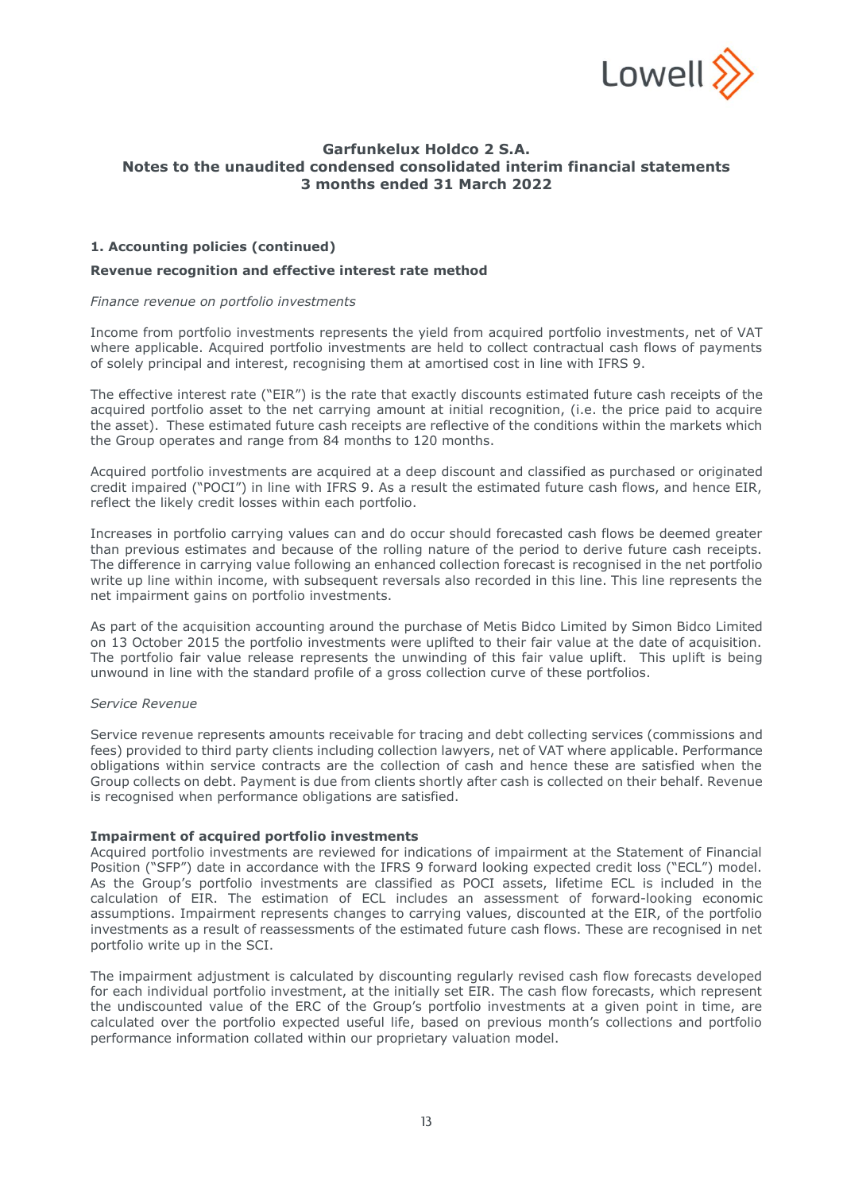# Garfunkelux Holdco 2 S.A.
# Notes to the unaudited condensed consolidated interim financial statements
# 3 months ended 31 March 2022

## 1. Accounting policies (continued)

### Revenue recognition and effective interest rate method

*Finance revenue on portfolio investments*

Income from portfolio investments represents the yield from acquired portfolio investments, net of VAT where applicable. Acquired portfolio investments are held to collect contractual cash flows of payments of solely principal and interest, recognising them at amortised cost in line with IFRS 9.

The effective interest rate ("EIR") is the rate that exactly discounts estimated future cash receipts of the acquired portfolio asset to the net carrying amount at initial recognition, (i.e. the price paid to acquire the asset). These estimated future cash receipts are reflective of the conditions within the markets which the Group operates and range from 84 months to 120 months.

Acquired portfolio investments are acquired at a deep discount and classified as purchased or originated credit impaired ("POCI") in line with IFRS 9. As a result the estimated future cash flows, and hence EIR, reflect the likely credit losses within each portfolio.

Increases in portfolio carrying values can and do occur should forecasted cash flows be deemed greater than previous estimates and because of the rolling nature of the period to derive future cash receipts. The difference in carrying value following an enhanced collection forecast is recognised in the net portfolio write up line within income, with subsequent reversals also recorded in this line. This line represents the net impairment gains on portfolio investments.

As part of the acquisition accounting around the purchase of Metis Bidco Limited by Simon Bidco Limited on 13 October 2015 the portfolio investments were uplifted to their fair value at the date of acquisition. The portfolio fair value release represents the unwinding of this fair value uplift. This uplift is being unwound in line with the standard profile of a gross collection curve of these portfolios.

*Service Revenue*

Service revenue represents amounts receivable for tracing and debt collecting services (commissions and fees) provided to third party clients including collection lawyers, net of VAT where applicable. Performance obligations within service contracts are the collection of cash and hence these are satisfied when the Group collects on debt. Payment is due from clients shortly after cash is collected on their behalf. Revenue is recognised when performance obligations are satisfied.

### Impairment of acquired portfolio investments

Acquired portfolio investments are reviewed for indications of impairment at the Statement of Financial Position ("SFP") date in accordance with the IFRS 9 forward looking expected credit loss ("ECL") model. As the Group's portfolio investments are classified as POCI assets, lifetime ECL is included in the calculation of EIR. The estimation of ECL includes an assessment of forward-looking economic assumptions. Impairment represents changes to carrying values, discounted at the EIR, of the portfolio investments as a result of reassessments of the estimated future cash flows. These are recognised in net portfolio write up in the SCI.

The impairment adjustment is calculated by discounting regularly revised cash flow forecasts developed for each individual portfolio investment, at the initially set EIR. The cash flow forecasts, which represent the undiscounted value of the ERC of the Group's portfolio investments at a given point in time, are calculated over the portfolio expected useful life, based on previous month's collections and portfolio performance information collated within our proprietary valuation model.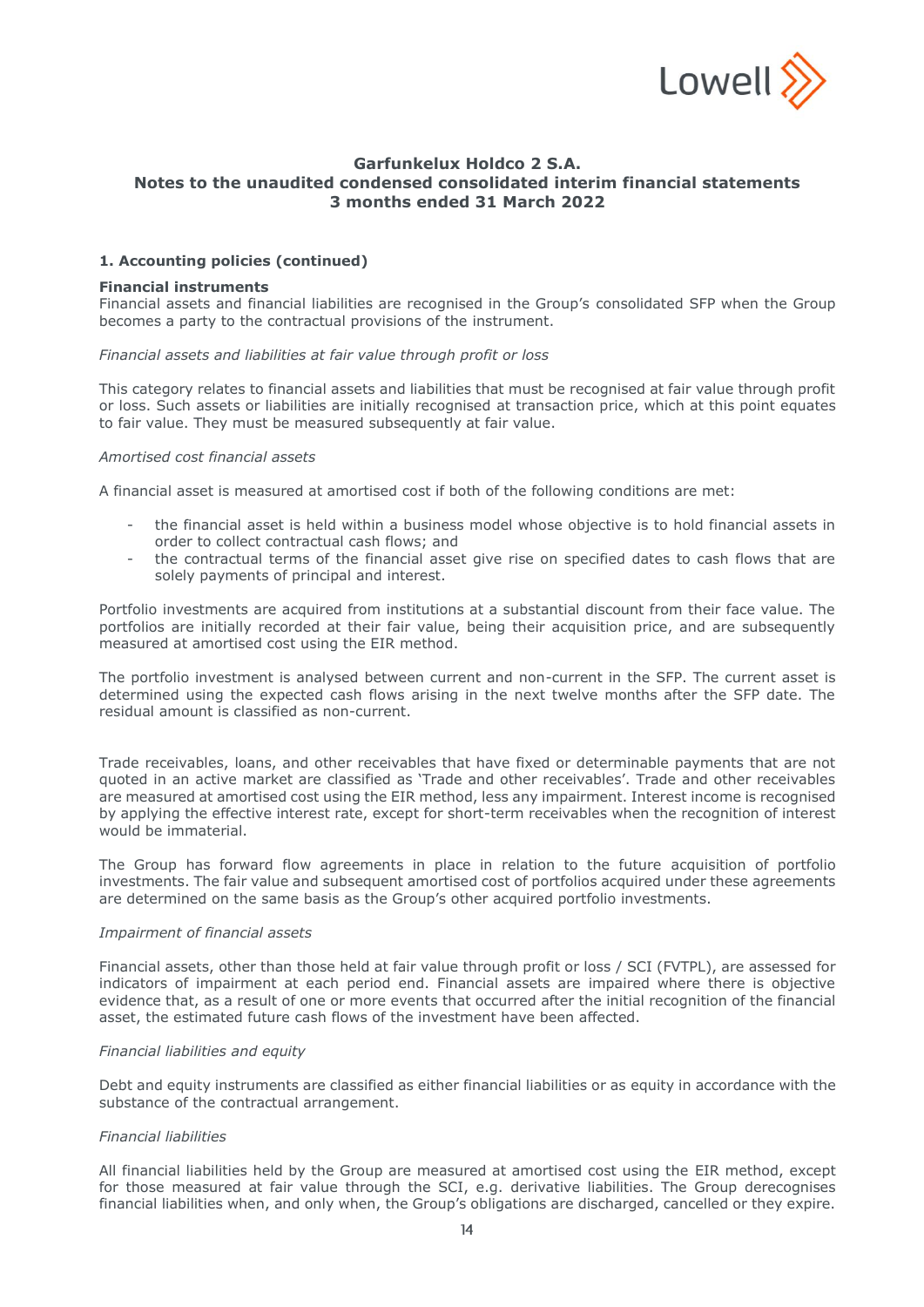# Garfunkelux Holdco 2 S.A.
## Notes to the unaudited condensed consolidated interim financial statements
## 3 months ended 31 March 2022

### 1. Accounting policies (continued)

**Financial instruments**

Financial assets and financial liabilities are recognised in the Group's consolidated SFP when the Group becomes a party to the contractual provisions of the instrument.

*Financial assets and liabilities at fair value through profit or loss*

This category relates to financial assets and liabilities that must be recognised at fair value through profit or loss. Such assets or liabilities are initially recognised at transaction price, which at this point equates to fair value. They must be measured subsequently at fair value.

*Amortised cost financial assets*

A financial asset is measured at amortised cost if both of the following conditions are met:

- the financial asset is held within a business model whose objective is to hold financial assets in order to collect contractual cash flows; and
- the contractual terms of the financial asset give rise on specified dates to cash flows that are solely payments of principal and interest.

Portfolio investments are acquired from institutions at a substantial discount from their face value. The portfolios are initially recorded at their fair value, being their acquisition price, and are subsequently measured at amortised cost using the EIR method.

The portfolio investment is analysed between current and non-current in the SFP. The current asset is determined using the expected cash flows arising in the next twelve months after the SFP date. The residual amount is classified as non-current.

Trade receivables, loans, and other receivables that have fixed or determinable payments that are not quoted in an active market are classified as 'Trade and other receivables'. Trade and other receivables are measured at amortised cost using the EIR method, less any impairment. Interest income is recognised by applying the effective interest rate, except for short-term receivables when the recognition of interest would be immaterial.

The Group has forward flow agreements in place in relation to the future acquisition of portfolio investments. The fair value and subsequent amortised cost of portfolios acquired under these agreements are determined on the same basis as the Group's other acquired portfolio investments.

*Impairment of financial assets*

Financial assets, other than those held at fair value through profit or loss / SCI (FVTPL), are assessed for indicators of impairment at each period end. Financial assets are impaired where there is objective evidence that, as a result of one or more events that occurred after the initial recognition of the financial asset, the estimated future cash flows of the investment have been affected.

*Financial liabilities and equity*

Debt and equity instruments are classified as either financial liabilities or as equity in accordance with the substance of the contractual arrangement.

*Financial liabilities*

All financial liabilities held by the Group are measured at amortised cost using the EIR method, except for those measured at fair value through the SCI, e.g. derivative liabilities. The Group derecognises financial liabilities when, and only when, the Group's obligations are discharged, cancelled or they expire.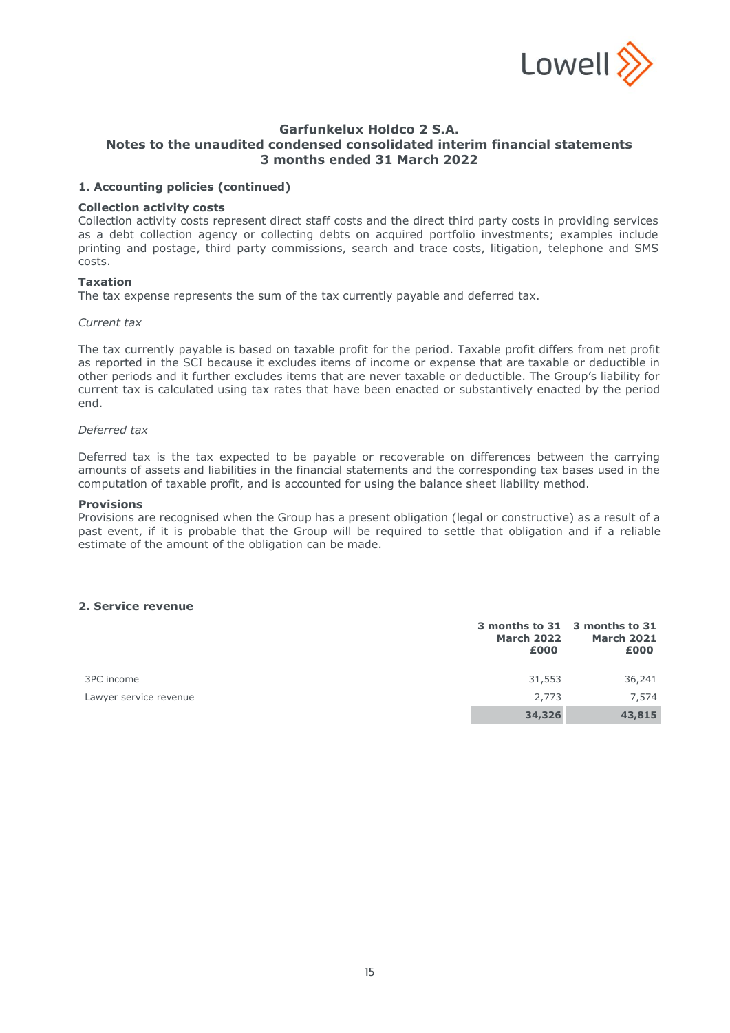**Garfunkelux Holdco 2 S.A.**
**Notes to the unaudited condensed consolidated interim financial statements**
**3 months ended 31 March 2022**

## 1. Accounting policies (continued)

### Collection activity costs

Collection activity costs represent direct staff costs and the direct third party costs in providing services as a debt collection agency or collecting debts on acquired portfolio investments; examples include printing and postage, third party commissions, search and trace costs, litigation, telephone and SMS costs.

### Taxation

The tax expense represents the sum of the tax currently payable and deferred tax.

*Current tax*

The tax currently payable is based on taxable profit for the period. Taxable profit differs from net profit as reported in the SCI because it excludes items of income or expense that are taxable or deductible in other periods and it further excludes items that are never taxable or deductible. The Group's liability for current tax is calculated using tax rates that have been enacted or substantively enacted by the period end.

*Deferred tax*

Deferred tax is the tax expected to be payable or recoverable on differences between the carrying amounts of assets and liabilities in the financial statements and the corresponding tax bases used in the computation of taxable profit, and is accounted for using the balance sheet liability method.

### Provisions

Provisions are recognised when the Group has a present obligation (legal or constructive) as a result of a past event, if it is probable that the Group will be required to settle that obligation and if a reliable estimate of the amount of the obligation can be made.

## 2. Service revenue

| | 3 months to 31 March 2022 £000 | 3 months to 31 March 2021 £000 |
|---|---|---|
| 3PC income | 31,553 | 36,241 |
| Lawyer service revenue | 2,773 | 7,574 |
| | **34,326** | **43,815** |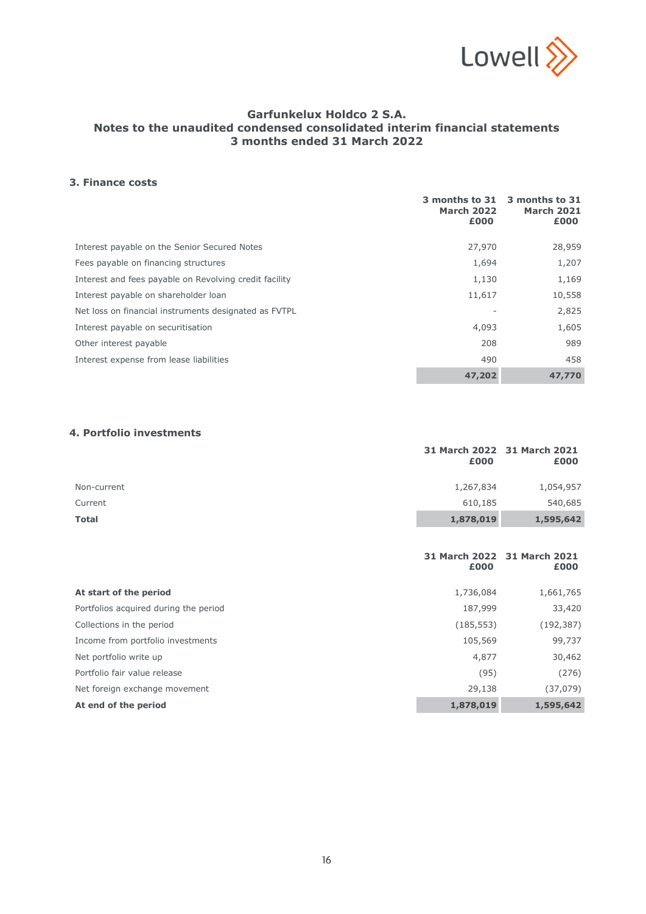# Garfunkelux Holdco 2 S.A.
## Notes to the unaudited condensed consolidated interim financial statements
## 3 months ended 31 March 2022

### 3. Finance costs

| | 3 months to 31 March 2022 £000 | 3 months to 31 March 2021 £000 |
|---|---|---|
| Interest payable on the Senior Secured Notes | 27,970 | 28,959 |
| Fees payable on financing structures | 1,694 | 1,207 |
| Interest and fees payable on Revolving credit facility | 1,130 | 1,169 |
| Interest payable on shareholder loan | 11,617 | 10,558 |
| Net loss on financial instruments designated as FVTPL | - | 2,825 |
| Interest payable on securitisation | 4,093 | 1,605 |
| Other interest payable | 208 | 989 |
| Interest expense from lease liabilities | 490 | 458 |
| | **47,202** | **47,770** |

### 4. Portfolio investments

| | 31 March 2022 £000 | 31 March 2021 £000 |
|---|---|---|
| Non-current | 1,267,834 | 1,054,957 |
| Current | 610,185 | 540,685 |
| **Total** | **1,878,019** | **1,595,642** |

| | 31 March 2022 £000 | 31 March 2021 £000 |
|---|---|---|
| **At start of the period** | 1,736,084 | 1,661,765 |
| Portfolios acquired during the period | 187,999 | 33,420 |
| Collections in the period | (185,553) | (192,387) |
| Income from portfolio investments | 105,569 | 99,737 |
| Net portfolio write up | 4,877 | 30,462 |
| Portfolio fair value release | (95) | (276) |
| Net foreign exchange movement | 29,138 | (37,079) |
| **At end of the period** | **1,878,019** | **1,595,642** |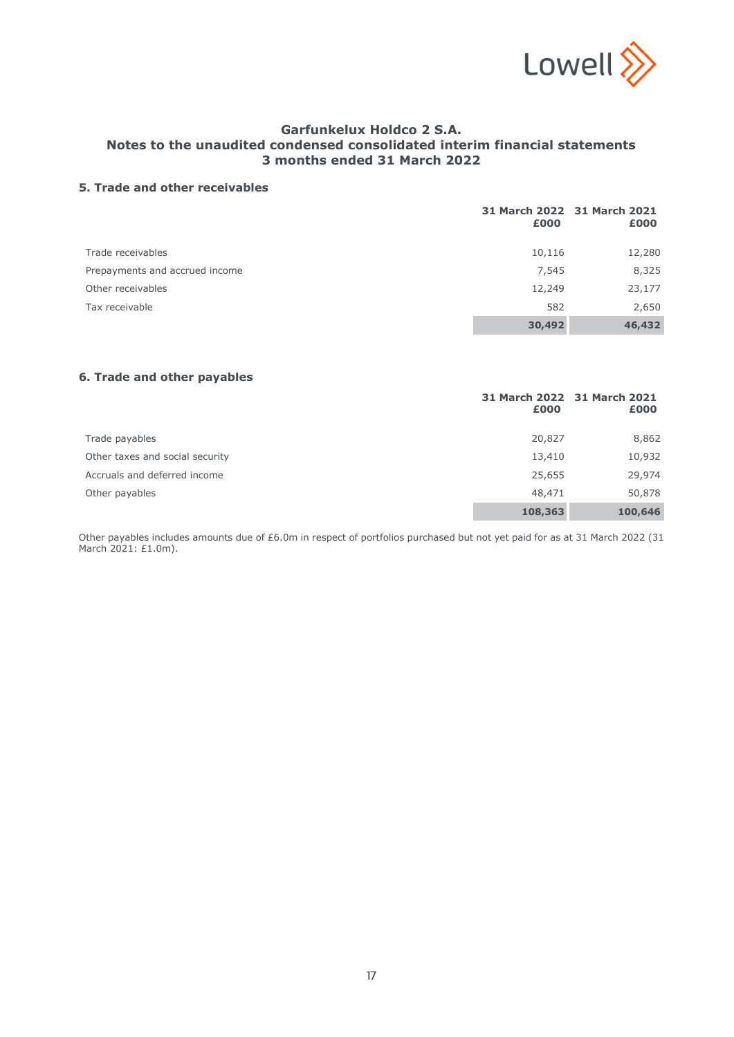# Garfunkelux Holdco 2 S.A.
## Notes to the unaudited condensed consolidated interim financial statements
## 3 months ended 31 March 2022

### 5. Trade and other receivables

| | 31 March 2022 £000 | 31 March 2021 £000 |
|---|---|---|
| Trade receivables | 10,116 | 12,280 |
| Prepayments and accrued income | 7,545 | 8,325 |
| Other receivables | 12,249 | 23,177 |
| Tax receivable | 582 | 2,650 |
| | **30,492** | **46,432** |

### 6. Trade and other payables

| | 31 March 2022 £000 | 31 March 2021 £000 |
|---|---|---|
| Trade payables | 20,827 | 8,862 |
| Other taxes and social security | 13,410 | 10,932 |
| Accruals and deferred income | 25,655 | 29,974 |
| Other payables | 48,471 | 50,878 |
| | **108,363** | **100,646** |

Other payables includes amounts due of £6.0m in respect of portfolios purchased but not yet paid for as at 31 March 2022 (31 March 2021: £1.0m).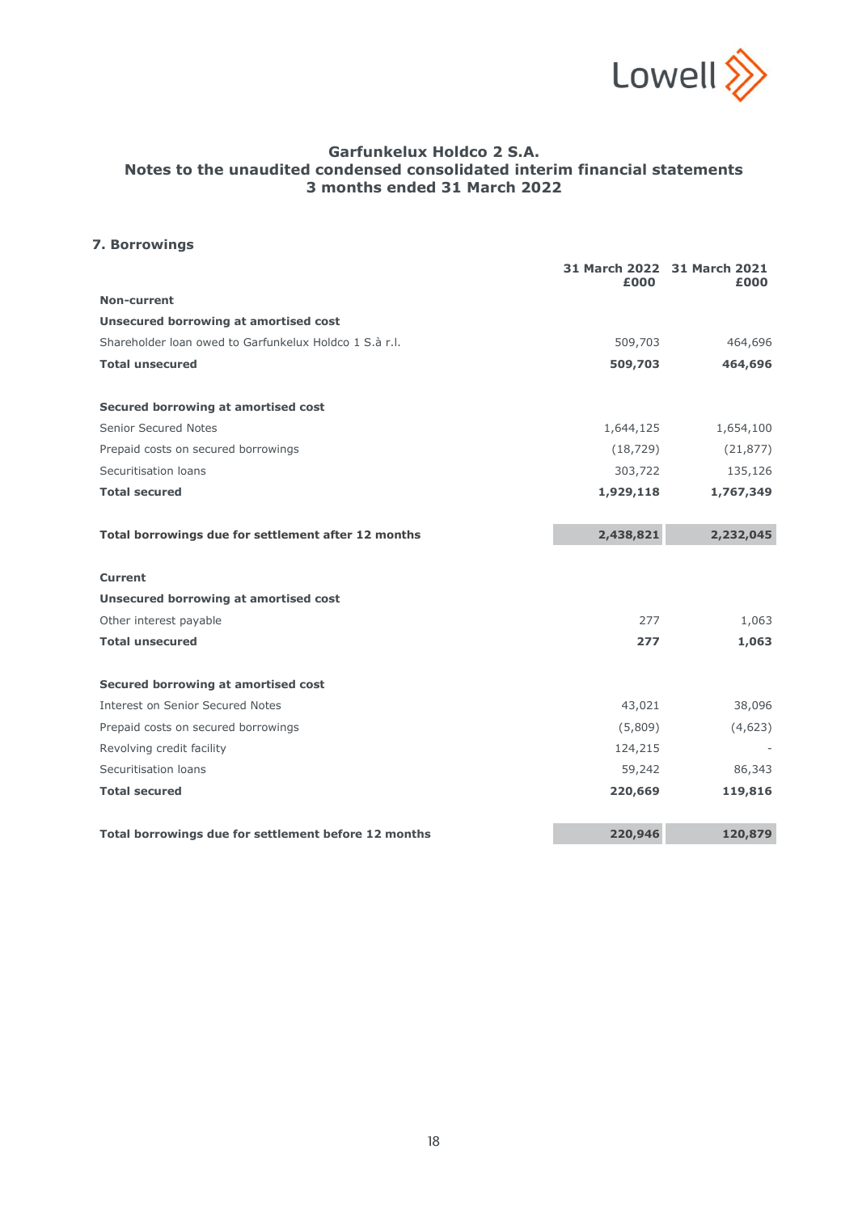Garfunkelux Holdco 2 S.A.
Notes to the unaudited condensed consolidated interim financial statements
3 months ended 31 March 2022

## 7. Borrowings

| | 31 March 2022 £000 | 31 March 2021 £000 |
|---|---|---|
| **Non-current** | | |
| **Unsecured borrowing at amortised cost** | | |
| Shareholder loan owed to Garfunkelux Holdco 1 S.à r.l. | 509,703 | 464,696 |
| **Total unsecured** | **509,703** | **464,696** |
| | | |
| **Secured borrowing at amortised cost** | | |
| Senior Secured Notes | 1,644,125 | 1,654,100 |
| Prepaid costs on secured borrowings | (18,729) | (21,877) |
| Securitisation loans | 303,722 | 135,126 |
| **Total secured** | **1,929,118** | **1,767,349** |
| | | |
| **Total borrowings due for settlement after 12 months** | **2,438,821** | **2,232,045** |
| | | |
| **Current** | | |
| **Unsecured borrowing at amortised cost** | | |
| Other interest payable | 277 | 1,063 |
| **Total unsecured** | **277** | **1,063** |
| | | |
| **Secured borrowing at amortised cost** | | |
| Interest on Senior Secured Notes | 43,021 | 38,096 |
| Prepaid costs on secured borrowings | (5,809) | (4,623) |
| Revolving credit facility | 124,215 | - |
| Securitisation loans | 59,242 | 86,343 |
| **Total secured** | **220,669** | **119,816** |
| | | |
| **Total borrowings due for settlement before 12 months** | **220,946** | **120,879** |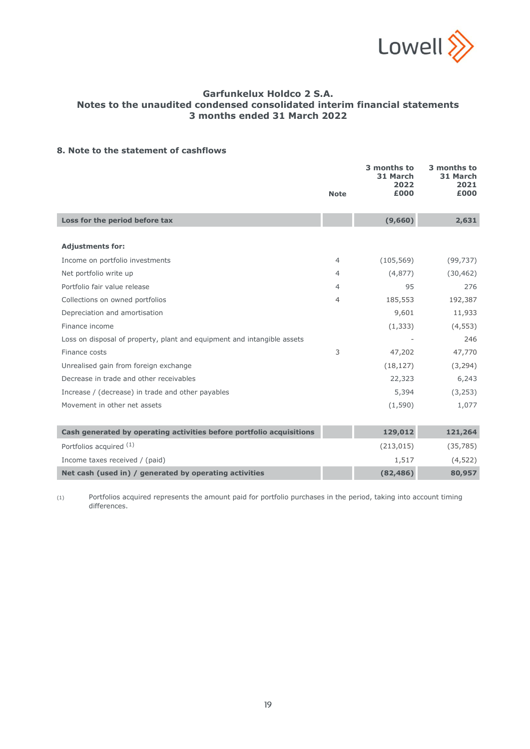# Garfunkelux Holdco 2 S.A.
## Notes to the unaudited condensed consolidated interim financial statements
## 3 months ended 31 March 2022

### 8. Note to the statement of cashflows

| | Note | 3 months to 31 March 2022 £000 | 3 months to 31 March 2021 £000 |
|---|---|---|---|
| **Loss for the period before tax** | | **(9,660)** | **2,631** |
| **Adjustments for:** | | | |
| Income on portfolio investments | 4 | (105,569) | (99,737) |
| Net portfolio write up | 4 | (4,877) | (30,462) |
| Portfolio fair value release | 4 | 95 | 276 |
| Collections on owned portfolios | 4 | 185,553 | 192,387 |
| Depreciation and amortisation | | 9,601 | 11,933 |
| Finance income | | (1,333) | (4,553) |
| Loss on disposal of property, plant and equipment and intangible assets | | - | 246 |
| Finance costs | 3 | 47,202 | 47,770 |
| Unrealised gain from foreign exchange | | (18,127) | (3,294) |
| Decrease in trade and other receivables | | 22,323 | 6,243 |
| Increase / (decrease) in trade and other payables | | 5,394 | (3,253) |
| Movement in other net assets | | (1,590) | 1,077 |
| **Cash generated by operating activities before portfolio acquisitions** | | **129,012** | **121,264** |
| Portfolios acquired [1] | | (213,015) | (35,785) |
| Income taxes received / (paid) | | 1,517 | (4,522) |
| **Net cash (used in) / generated by operating activities** | | **(82,486)** | **80,957** |

(1) Portfolios acquired represents the amount paid for portfolio purchases in the period, taking into account timing differences.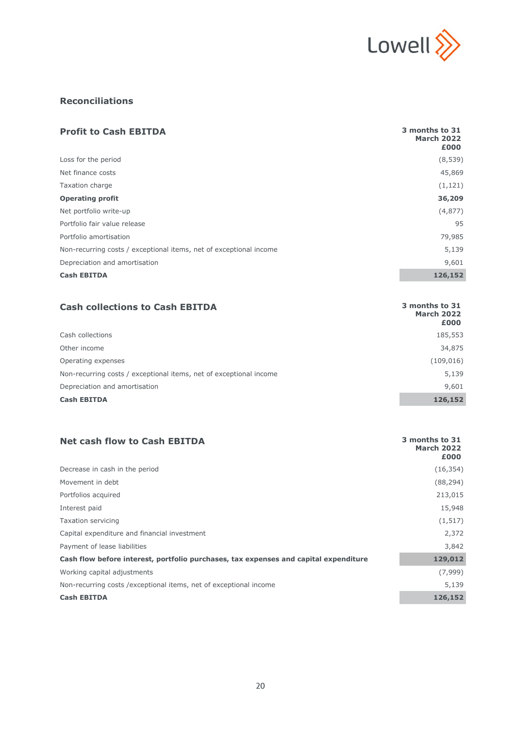## Reconciliations

| Profit to Cash EBITDA | 3 months to 31 March 2022 £000 |
|---|---|
| Loss for the period | (8,539) |
| Net finance costs | 45,869 |
| Taxation charge | (1,121) |
| **Operating profit** | **36,209** |
| Net portfolio write-up | (4,877) |
| Portfolio fair value release | 95 |
| Portfolio amortisation | 79,985 |
| Non-recurring costs / exceptional items, net of exceptional income | 5,139 |
| Depreciation and amortisation | 9,601 |
| **Cash EBITDA** | **126,152** |

| Cash collections to Cash EBITDA | 3 months to 31 March 2022 £000 |
|---|---|
| Cash collections | 185,553 |
| Other income | 34,875 |
| Operating expenses | (109,016) |
| Non-recurring costs / exceptional items, net of exceptional income | 5,139 |
| Depreciation and amortisation | 9,601 |
| **Cash EBITDA** | **126,152** |

| Net cash flow to Cash EBITDA | 3 months to 31 March 2022 £000 |
|---|---|
| Decrease in cash in the period | (16,354) |
| Movement in debt | (88,294) |
| Portfolios acquired | 213,015 |
| Interest paid | 15,948 |
| Taxation servicing | (1,517) |
| Capital expenditure and financial investment | 2,372 |
| Payment of lease liabilities | 3,842 |
| **Cash flow before interest, portfolio purchases, tax expenses and capital expenditure** | **129,012** |
| Working capital adjustments | (7,999) |
| Non-recurring costs /exceptional items, net of exceptional income | 5,139 |
| **Cash EBITDA** | **126,152** |